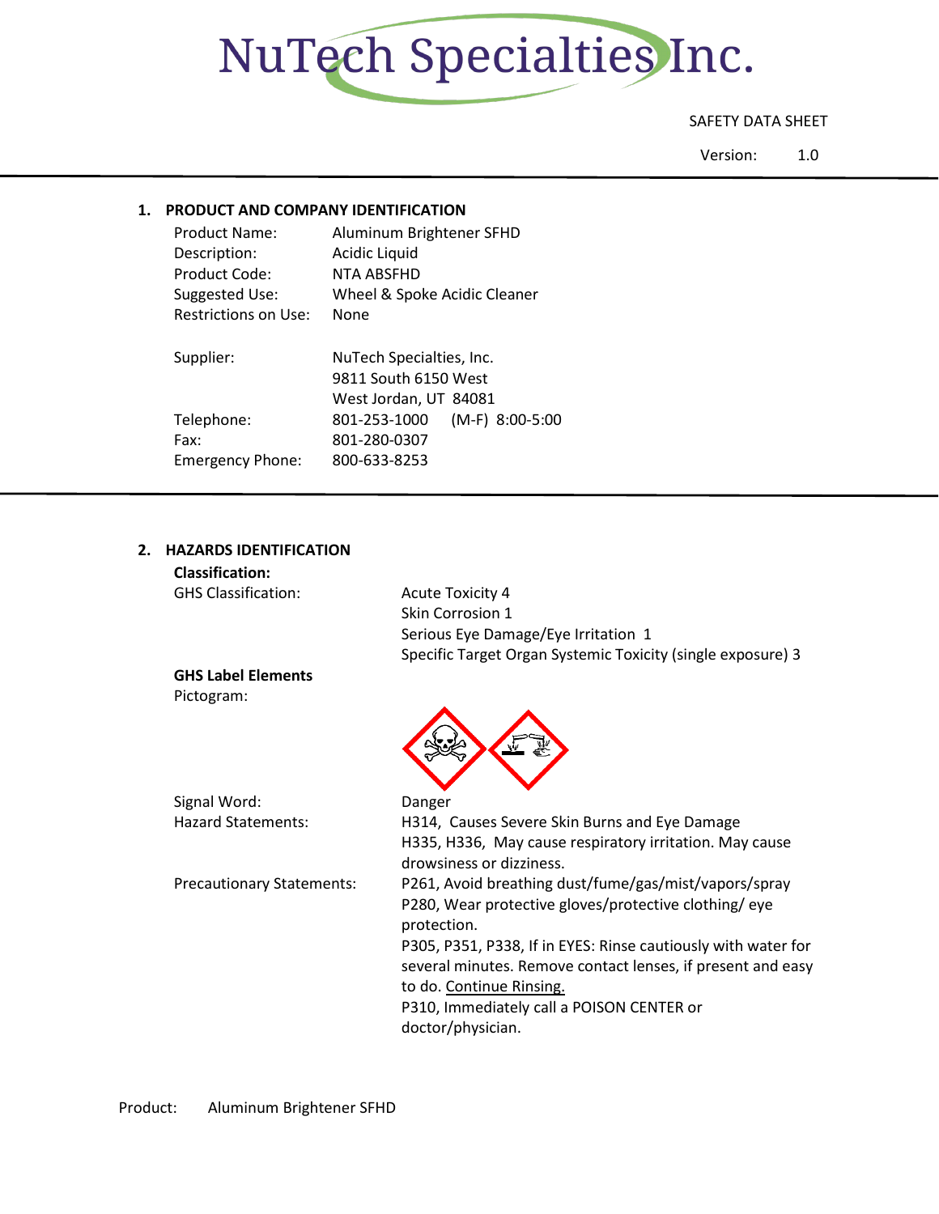# NuTech Specialties Inc.

SAFETY DATA SHEET

Version: 1.0

## 1. PRODUCT AND COMPANY IDENTIFICATION

| | |
|---|---|
| Product Name: | Aluminum Brightener SFHD |
| Description: | Acidic Liquid |
| Product Code: | NTA ABSFHD |
| Suggested Use: | Wheel & Spoke Acidic Cleaner |
| Restrictions on Use: | None |
| Supplier: | NuTech Specialties, Inc.<br>9811 South 6150 West<br>West Jordan, UT 84081 |
| Telephone: | 801-253-1000 (M-F) 8:00-5:00 |
| Fax: | 801-280-0307 |
| Emergency Phone: | 800-633-8253 |

## 2. HAZARDS IDENTIFICATION

**Classification:**

GHS Classification:
- Acute Toxicity 4
- Skin Corrosion 1
- Serious Eye Damage/Eye Irritation 1
- Specific Target Organ Systemic Toxicity (single exposure) 3

**GHS Label Elements**

Pictogram:

Signal Word: Danger

Hazard Statements:
- H314, Causes Severe Skin Burns and Eye Damage
- H335, H336, May cause respiratory irritation. May cause drowsiness or dizziness.

Precautionary Statements:
- P261, Avoid breathing dust/fume/gas/mist/vapors/spray
- P280, Wear protective gloves/protective clothing/ eye protection.
- P305, P351, P338, If in EYES: Rinse cautiously with water for several minutes. Remove contact lenses, if present and easy to do. Continue Rinsing.
- P310, Immediately call a POISON CENTER or doctor/physician.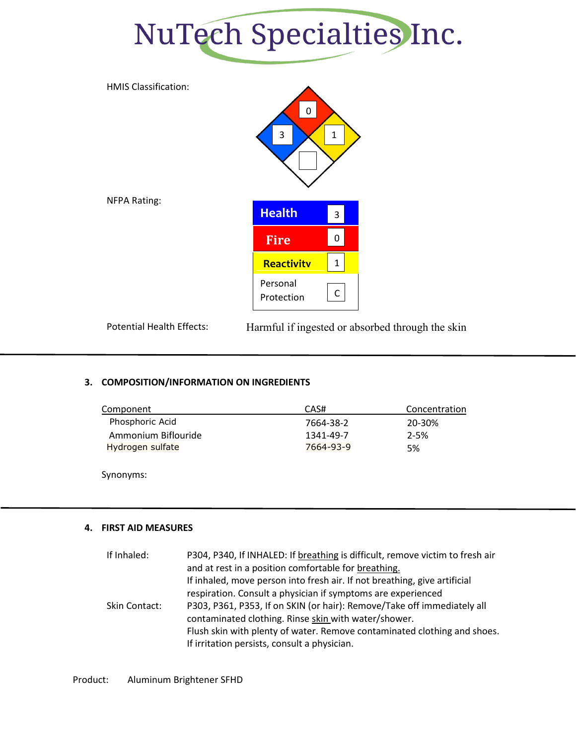# NuTech Specialties Inc.

HMIS Classification:

| | |
|---|---|
| Fire (red) | 0 |
| Health (blue) | 3 |
| Reactivity (yellow) | 1 |
| Special (white) | |

NFPA Rating:

| | |
|---|---|
| **Health** | 3 |
| **Fire** | 0 |
| **Reactivitv** | 1 |
| Personal Protection | C |

Potential Health Effects: Harmful if ingested or absorbed through the skin

## 3. COMPOSITION/INFORMATION ON INGREDIENTS

| Component | CAS# | Concentration |
|---|---|---|
| Phosphoric Acid | 7664-38-2 | 20-30% |
| Ammonium Biflouride | 1341-49-7 | 2-5% |
| Hydrogen sulfate | 7664-93-9 | 5% |

Synonyms:

## 4. FIRST AID MEASURES

If Inhaled: P304, P340, If INHALED: If breathing is difficult, remove victim to fresh air and at rest in a position comfortable for breathing.
If inhaled, move person into fresh air. If not breathing, give artificial respiration. Consult a physician if symptoms are experienced

Skin Contact: P303, P361, P353, If on SKIN (or hair): Remove/Take off immediately all contaminated clothing. Rinse skin with water/shower.
Flush skin with plenty of water. Remove contaminated clothing and shoes. If irritation persists, consult a physician.

Product: Aluminum Brightener SFHD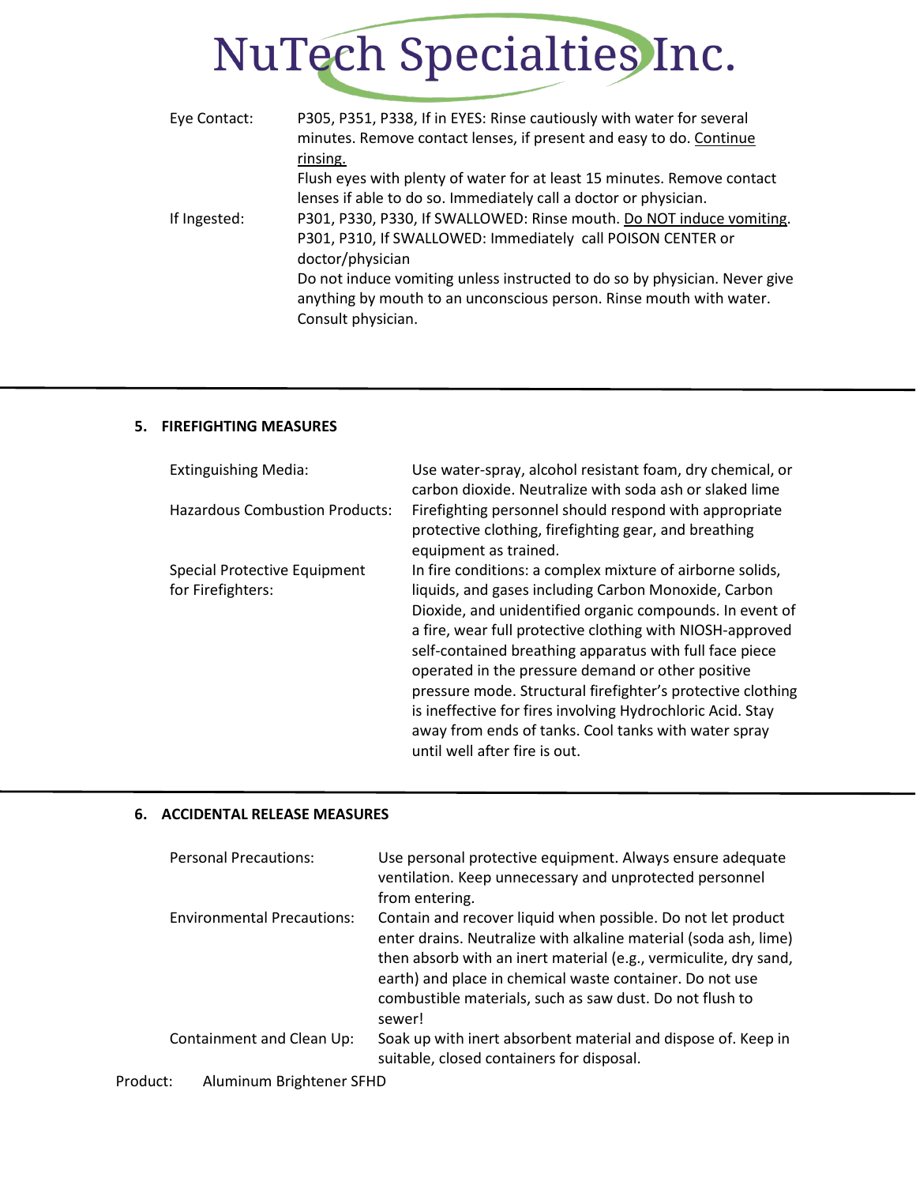| | |
|---|---|
| Eye Contact: | P305, P351, P338, If in EYES: Rinse cautiously with water for several minutes. Remove contact lenses, if present and easy to do. Continue rinsing.<br>Flush eyes with plenty of water for at least 15 minutes. Remove contact lenses if able to do so. Immediately call a doctor or physician. |
| If Ingested: | P301, P330, P330, If SWALLOWED: Rinse mouth. Do NOT induce vomiting.<br>P301, P310, If SWALLOWED: Immediately call POISON CENTER or doctor/physician<br>Do not induce vomiting unless instructed to do so by physician. Never give anything by mouth to an unconscious person. Rinse mouth with water. Consult physician. |

## 5. FIREFIGHTING MEASURES

| | |
|---|---|
| Extinguishing Media: | Use water-spray, alcohol resistant foam, dry chemical, or carbon dioxide. Neutralize with soda ash or slaked lime |
| Hazardous Combustion Products: | Firefighting personnel should respond with appropriate protective clothing, firefighting gear, and breathing equipment as trained. |
| Special Protective Equipment for Firefighters: | In fire conditions: a complex mixture of airborne solids, liquids, and gases including Carbon Monoxide, Carbon Dioxide, and unidentified organic compounds. In event of a fire, wear full protective clothing with NIOSH-approved self-contained breathing apparatus with full face piece operated in the pressure demand or other positive pressure mode. Structural firefighter's protective clothing is ineffective for fires involving Hydrochloric Acid. Stay away from ends of tanks. Cool tanks with water spray until well after fire is out. |

## 6. ACCIDENTAL RELEASE MEASURES

| | |
|---|---|
| Personal Precautions: | Use personal protective equipment. Always ensure adequate ventilation. Keep unnecessary and unprotected personnel from entering. |
| Environmental Precautions: | Contain and recover liquid when possible. Do not let product enter drains. Neutralize with alkaline material (soda ash, lime) then absorb with an inert material (e.g., vermiculite, dry sand, earth) and place in chemical waste container. Do not use combustible materials, such as saw dust. Do not flush to sewer! |
| Containment and Clean Up: | Soak up with inert absorbent material and dispose of. Keep in suitable, closed containers for disposal. |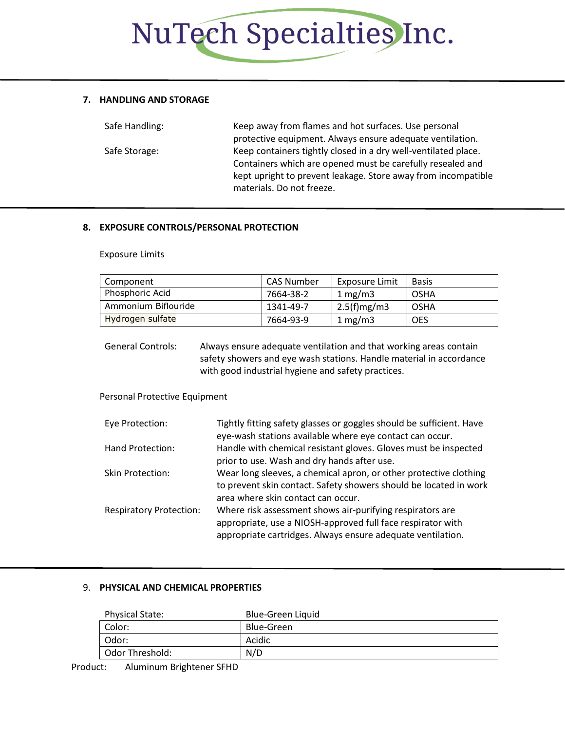## 7. HANDLING AND STORAGE

Safe Handling: Keep away from flames and hot surfaces. Use personal protective equipment. Always ensure adequate ventilation.

Safe Storage: Keep containers tightly closed in a dry well-ventilated place. Containers which are opened must be carefully resealed and kept upright to prevent leakage. Store away from incompatible materials. Do not freeze.

## 8. EXPOSURE CONTROLS/PERSONAL PROTECTION

Exposure Limits

| Component | CAS Number | Exposure Limit | Basis |
|---|---|---|---|
| Phosphoric Acid | 7664-38-2 | 1 mg/m3 | OSHA |
| Ammonium Biflouride | 1341-49-7 | 2.5(f)mg/m3 | OSHA |
| Hydrogen sulfate | 7664-93-9 | 1 mg/m3 | OES |

General Controls: Always ensure adequate ventilation and that working areas contain safety showers and eye wash stations. Handle material in accordance with good industrial hygiene and safety practices.

Personal Protective Equipment

Eye Protection: Tightly fitting safety glasses or goggles should be sufficient. Have eye-wash stations available where eye contact can occur.

Hand Protection: Handle with chemical resistant gloves. Gloves must be inspected prior to use. Wash and dry hands after use.

Skin Protection: Wear long sleeves, a chemical apron, or other protective clothing to prevent skin contact. Safety showers should be located in work area where skin contact can occur.

Respiratory Protection: Where risk assessment shows air-purifying respirators are appropriate, use a NIOSH-approved full face respirator with appropriate cartridges. Always ensure adequate ventilation.

## 9. PHYSICAL AND CHEMICAL PROPERTIES

| Physical State: | Blue-Green Liquid |
|---|---|
| Color: | Blue-Green |
| Odor: | Acidic |
| Odor Threshold: | N/D |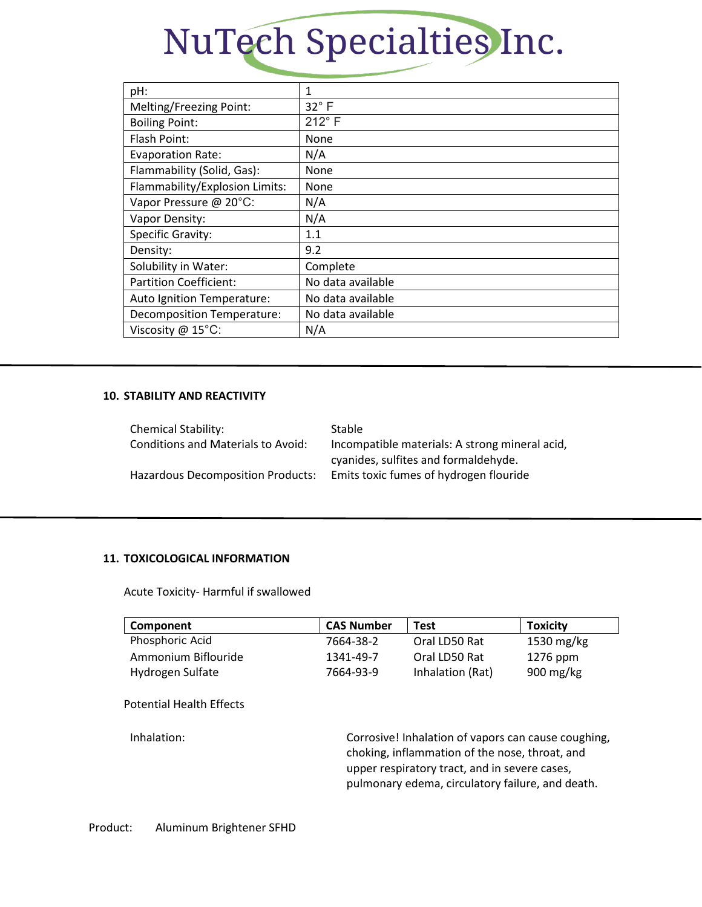| pH: | 1 |
|---|---|
| Melting/Freezing Point: | 32° F |
| Boiling Point: | 212° F |
| Flash Point: | None |
| Evaporation Rate: | N/A |
| Flammability (Solid, Gas): | None |
| Flammability/Explosion Limits: | None |
| Vapor Pressure @ 20°C: | N/A |
| Vapor Density: | N/A |
| Specific Gravity: | 1.1 |
| Density: | 9.2 |
| Solubility in Water: | Complete |
| Partition Coefficient: | No data available |
| Auto Ignition Temperature: | No data available |
| Decomposition Temperature: | No data available |
| Viscosity @ 15°C: | N/A |

## 10. STABILITY AND REACTIVITY

Chemical Stability: Stable

Conditions and Materials to Avoid: Incompatible materials: A strong mineral acid, cyanides, sulfites and formaldehyde.

Hazardous Decomposition Products: Emits toxic fumes of hydrogen flouride

## 11. TOXICOLOGICAL INFORMATION

Acute Toxicity- Harmful if swallowed

| Component | CAS Number | Test | Toxicity |
|---|---|---|---|
| Phosphoric Acid | 7664-38-2 | Oral LD50 Rat | 1530 mg/kg |
| Ammonium Biflouride | 1341-49-7 | Oral LD50 Rat | 1276 ppm |
| Hydrogen Sulfate | 7664-93-9 | Inhalation (Rat) | 900 mg/kg |

Potential Health Effects

Inhalation: Corrosive! Inhalation of vapors can cause coughing, choking, inflammation of the nose, throat, and upper respiratory tract, and in severe cases, pulmonary edema, circulatory failure, and death.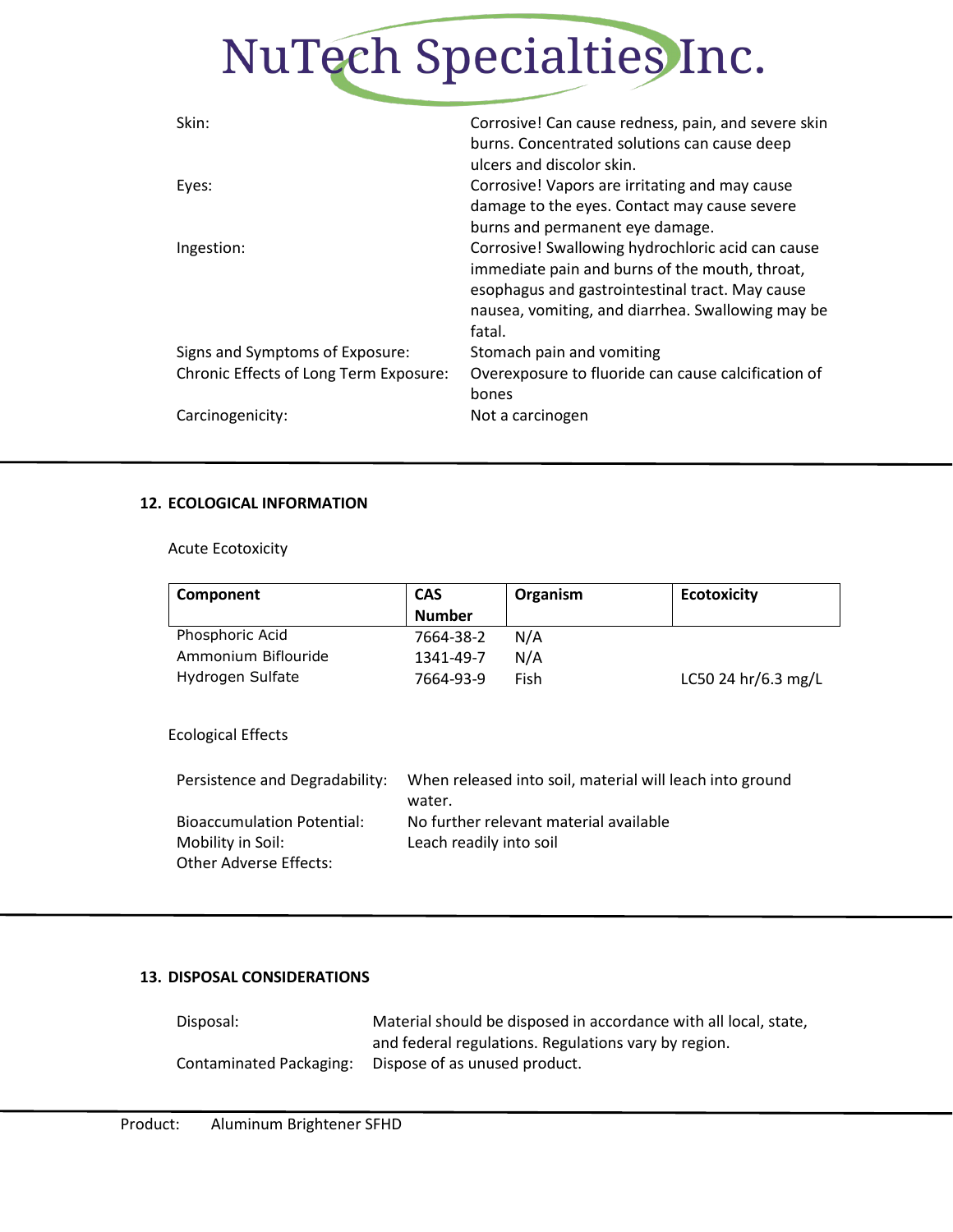| | |
|---|---|
| Skin: | Corrosive! Can cause redness, pain, and severe skin burns. Concentrated solutions can cause deep ulcers and discolor skin. |
| Eyes: | Corrosive! Vapors are irritating and may cause damage to the eyes. Contact may cause severe burns and permanent eye damage. |
| Ingestion: | Corrosive! Swallowing hydrochloric acid can cause immediate pain and burns of the mouth, throat, esophagus and gastrointestinal tract. May cause nausea, vomiting, and diarrhea. Swallowing may be fatal. |
| Signs and Symptoms of Exposure: | Stomach pain and vomiting |
| Chronic Effects of Long Term Exposure: | Overexposure to fluoride can cause calcification of bones |
| Carcinogenicity: | Not a carcinogen |

## 12. ECOLOGICAL INFORMATION

Acute Ecotoxicity

| Component | CAS Number | Organism | Ecotoxicity |
|---|---|---|---|
| Phosphoric Acid | 7664-38-2 | N/A | |
| Ammonium Biflouride | 1341-49-7 | N/A | |
| Hydrogen Sulfate | 7664-93-9 | Fish | LC50 24 hr/6.3 mg/L |

Ecological Effects

| | |
|---|---|
| Persistence and Degradability: | When released into soil, material will leach into ground water. |
| Bioaccumulation Potential: | No further relevant material available |
| Mobility in Soil: | Leach readily into soil |
| Other Adverse Effects: | |

## 13. DISPOSAL CONSIDERATIONS

| | |
|---|---|
| Disposal: | Material should be disposed in accordance with all local, state, and federal regulations. Regulations vary by region. |
| Contaminated Packaging: | Dispose of as unused product. |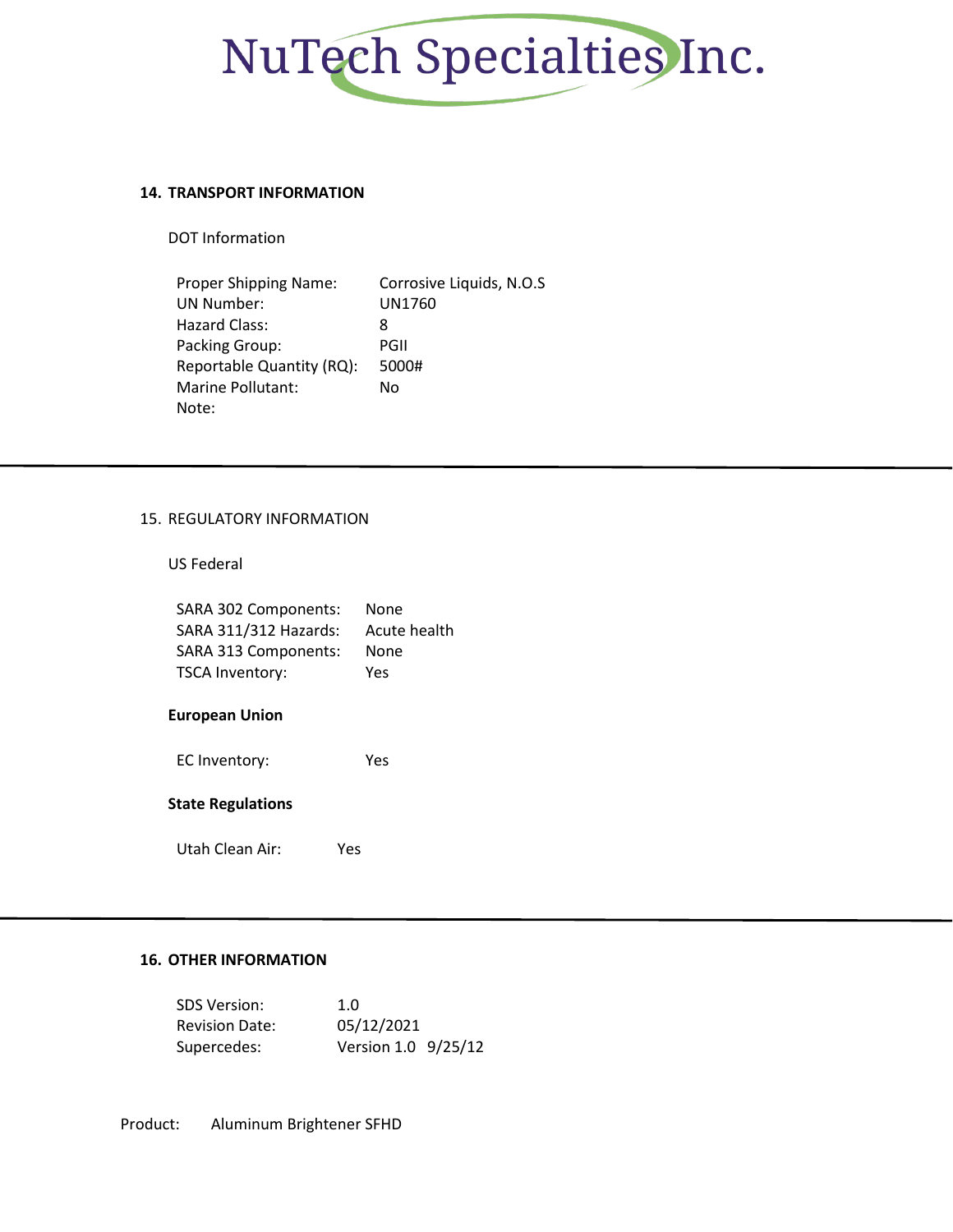## 14. TRANSPORT INFORMATION

DOT Information

| | |
|---|---|
| Proper Shipping Name: | Corrosive Liquids, N.O.S |
| UN Number: | UN1760 |
| Hazard Class: | 8 |
| Packing Group: | PGII |
| Reportable Quantity (RQ): | 5000# |
| Marine Pollutant: | No |
| Note: | |

## 15. REGULATORY INFORMATION

US Federal

| | |
|---|---|
| SARA 302 Components: | None |
| SARA 311/312 Hazards: | Acute health |
| SARA 313 Components: | None |
| TSCA Inventory: | Yes |

**European Union**

EC Inventory: Yes

**State Regulations**

Utah Clean Air: Yes

## 16. OTHER INFORMATION

| | |
|---|---|
| SDS Version: | 1.0 |
| Revision Date: | 05/12/2021 |
| Supercedes: | Version 1.0 9/25/12 |

Product: Aluminum Brightener SFHD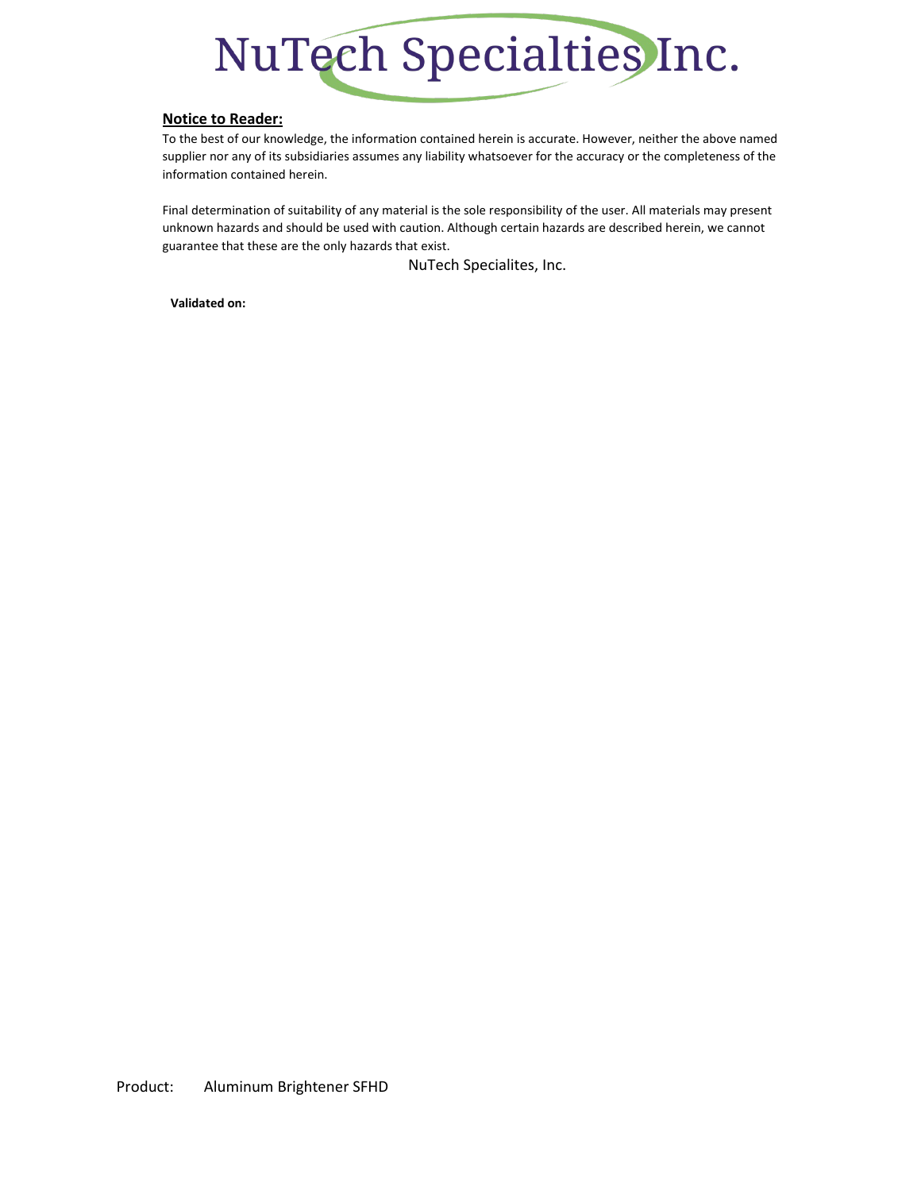# NuTech Specialties Inc.

**Notice to Reader:**

To the best of our knowledge, the information contained herein is accurate. However, neither the above named supplier nor any of its subsidiaries assumes any liability whatsoever for the accuracy or the completeness of the information contained herein.

Final determination of suitability of any material is the sole responsibility of the user. All materials may present unknown hazards and should be used with caution. Although certain hazards are described herein, we cannot guarantee that these are the only hazards that exist.

NuTech Specialites, Inc.

**Validated on:**

Product: Aluminum Brightener SFHD